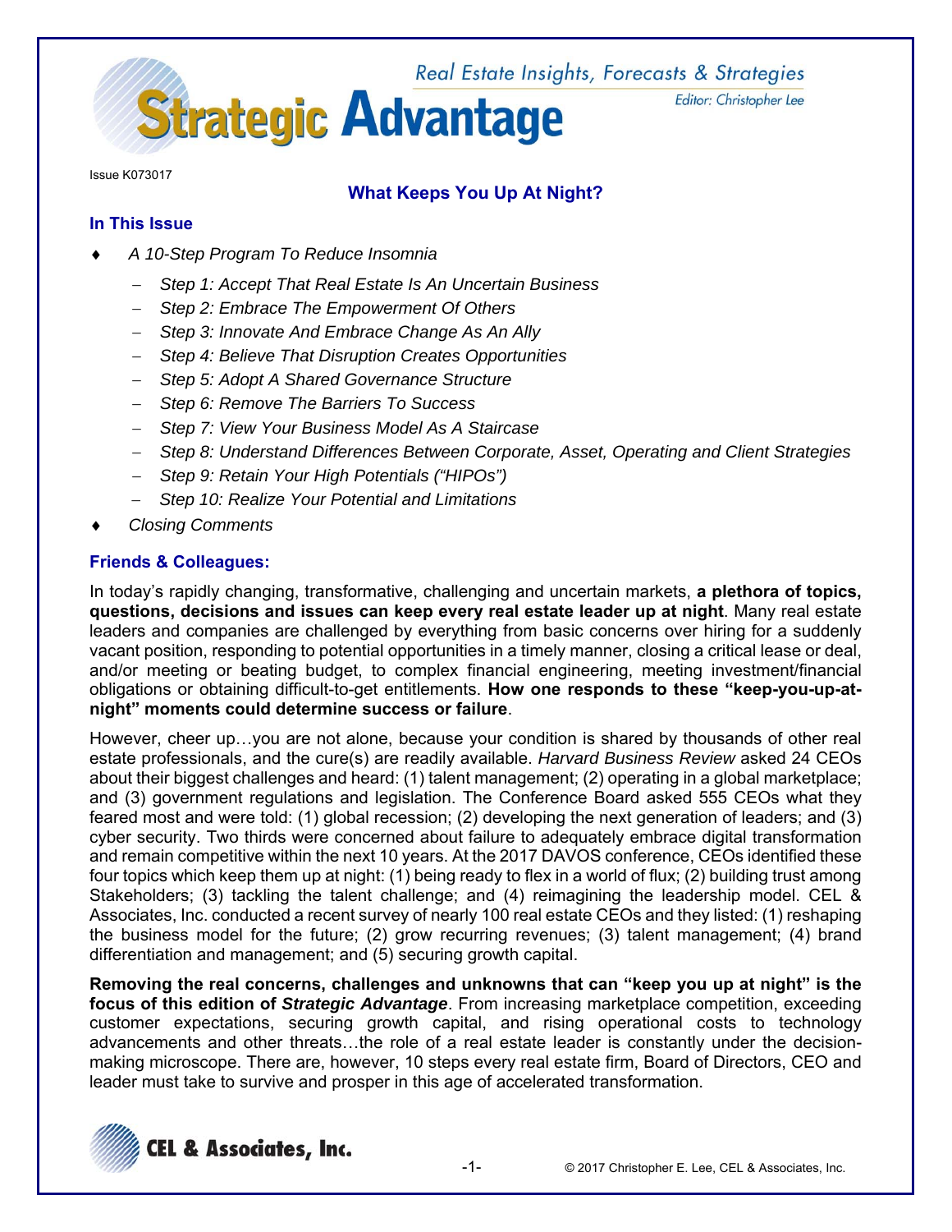# Strategic Advantage

Real Estate Insights, Forecasts & Strategies

Editor: Christopher Lee

Issue K073017

## What Keeps You Up At Night?

### In This Issue

- *A 10-Step Program To Reduce Insomnia*
  - *Step 1: Accept That Real Estate Is An Uncertain Business*
  - *Step 2: Embrace The Empowerment Of Others*
  - *Step 3: Innovate And Embrace Change As An Ally*
  - *Step 4: Believe That Disruption Creates Opportunities*
  - *Step 5: Adopt A Shared Governance Structure*
  - *Step 6: Remove The Barriers To Success*
  - *Step 7: View Your Business Model As A Staircase*
  - *Step 8: Understand Differences Between Corporate, Asset, Operating and Client Strategies*
  - *Step 9: Retain Your High Potentials ("HIPOs")*
  - *Step 10: Realize Your Potential and Limitations*
- *Closing Comments*

### Friends & Colleagues:

In today's rapidly changing, transformative, challenging and uncertain markets, **a plethora of topics, questions, decisions and issues can keep every real estate leader up at night**. Many real estate leaders and companies are challenged by everything from basic concerns over hiring for a suddenly vacant position, responding to potential opportunities in a timely manner, closing a critical lease or deal, and/or meeting or beating budget, to complex financial engineering, meeting investment/financial obligations or obtaining difficult-to-get entitlements. **How one responds to these "keep-you-up-at-night" moments could determine success or failure**.

However, cheer up…you are not alone, because your condition is shared by thousands of other real estate professionals, and the cure(s) are readily available. *Harvard Business Review* asked 24 CEOs about their biggest challenges and heard: (1) talent management; (2) operating in a global marketplace; and (3) government regulations and legislation. The Conference Board asked 555 CEOs what they feared most and were told: (1) global recession; (2) developing the next generation of leaders; and (3) cyber security. Two thirds were concerned about failure to adequately embrace digital transformation and remain competitive within the next 10 years. At the 2017 DAVOS conference, CEOs identified these four topics which keep them up at night: (1) being ready to flex in a world of flux; (2) building trust among Stakeholders; (3) tackling the talent challenge; and (4) reimagining the leadership model. CEL & Associates, Inc. conducted a recent survey of nearly 100 real estate CEOs and they listed: (1) reshaping the business model for the future; (2) grow recurring revenues; (3) talent management; (4) brand differentiation and management; and (5) securing growth capital.

**Removing the real concerns, challenges and unknowns that can "keep you up at night" is the focus of this edition of *Strategic Advantage***. From increasing marketplace competition, exceeding customer expectations, securing growth capital, and rising operational costs to technology advancements and other threats…the role of a real estate leader is constantly under the decision-making microscope. There are, however, 10 steps every real estate firm, Board of Directors, CEO and leader must take to survive and prosper in this age of accelerated transformation.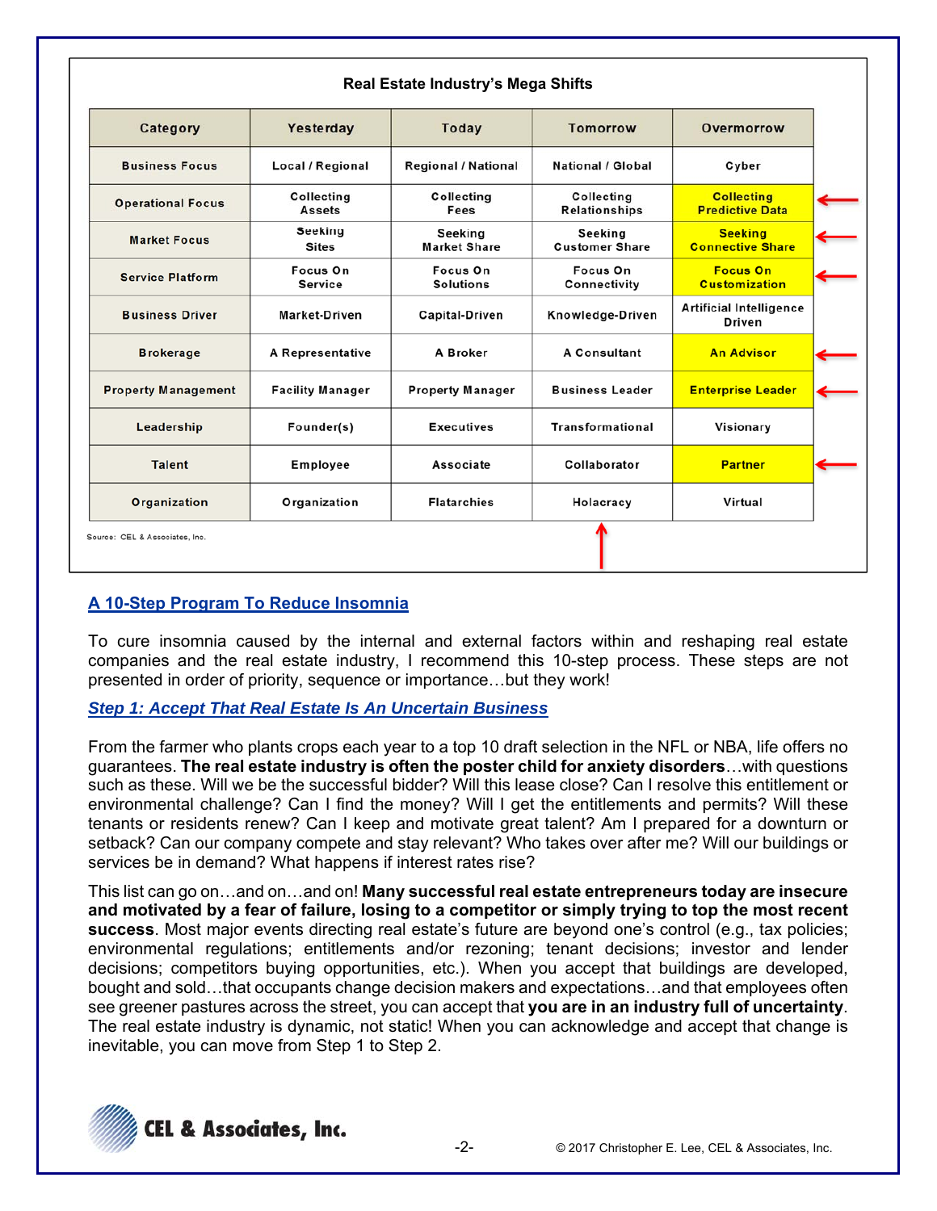**Real Estate Industry's Mega Shifts**

| Category | Yesterday | Today | Tomorrow | Overmorrow |
|---|---|---|---|---|
| Business Focus | Local / Regional | Regional / National | National / Global | Cyber |
| Operational Focus | Collecting Assets | Collecting Fees | Collecting Relationships | Collecting Predictive Data |
| Market Focus | Seeking Sites | Seeking Market Share | Seeking Customer Share | Seeking Connective Share |
| Service Platform | Focus On Service | Focus On Solutions | Focus On Connectivity | Focus On Customization |
| Business Driver | Market-Driven | Capital-Driven | Knowledge-Driven | Artificial Intelligence Driven |
| Brokerage | A Representative | A Broker | A Consultant | An Advisor |
| Property Management | Facility Manager | Property Manager | Business Leader | Enterprise Leader |
| Leadership | Founder(s) | Executives | Transformational | Visionary |
| Talent | Employee | Associate | Collaborator | Partner |
| Organization | Organization | Flatarchies | Holacracy | Virtual |

Source: CEL & Associates, Inc.

## A 10-Step Program To Reduce Insomnia

To cure insomnia caused by the internal and external factors within and reshaping real estate companies and the real estate industry, I recommend this 10-step process. These steps are not presented in order of priority, sequence or importance…but they work!

### *Step 1: Accept That Real Estate Is An Uncertain Business*

From the farmer who plants crops each year to a top 10 draft selection in the NFL or NBA, life offers no guarantees. **The real estate industry is often the poster child for anxiety disorders**…with questions such as these. Will we be the successful bidder? Will this lease close? Can I resolve this entitlement or environmental challenge? Can I find the money? Will I get the entitlements and permits? Will these tenants or residents renew? Can I keep and motivate great talent? Am I prepared for a downturn or setback? Can our company compete and stay relevant? Who takes over after me? Will our buildings or services be in demand? What happens if interest rates rise?

This list can go on…and on…and on! **Many successful real estate entrepreneurs today are insecure and motivated by a fear of failure, losing to a competitor or simply trying to top the most recent success**. Most major events directing real estate's future are beyond one's control (e.g., tax policies; environmental regulations; entitlements and/or rezoning; tenant decisions; investor and lender decisions; competitors buying opportunities, etc.). When you accept that buildings are developed, bought and sold…that occupants change decision makers and expectations…and that employees often see greener pastures across the street, you can accept that **you are in an industry full of uncertainty**. The real estate industry is dynamic, not static! When you can acknowledge and accept that change is inevitable, you can move from Step 1 to Step 2.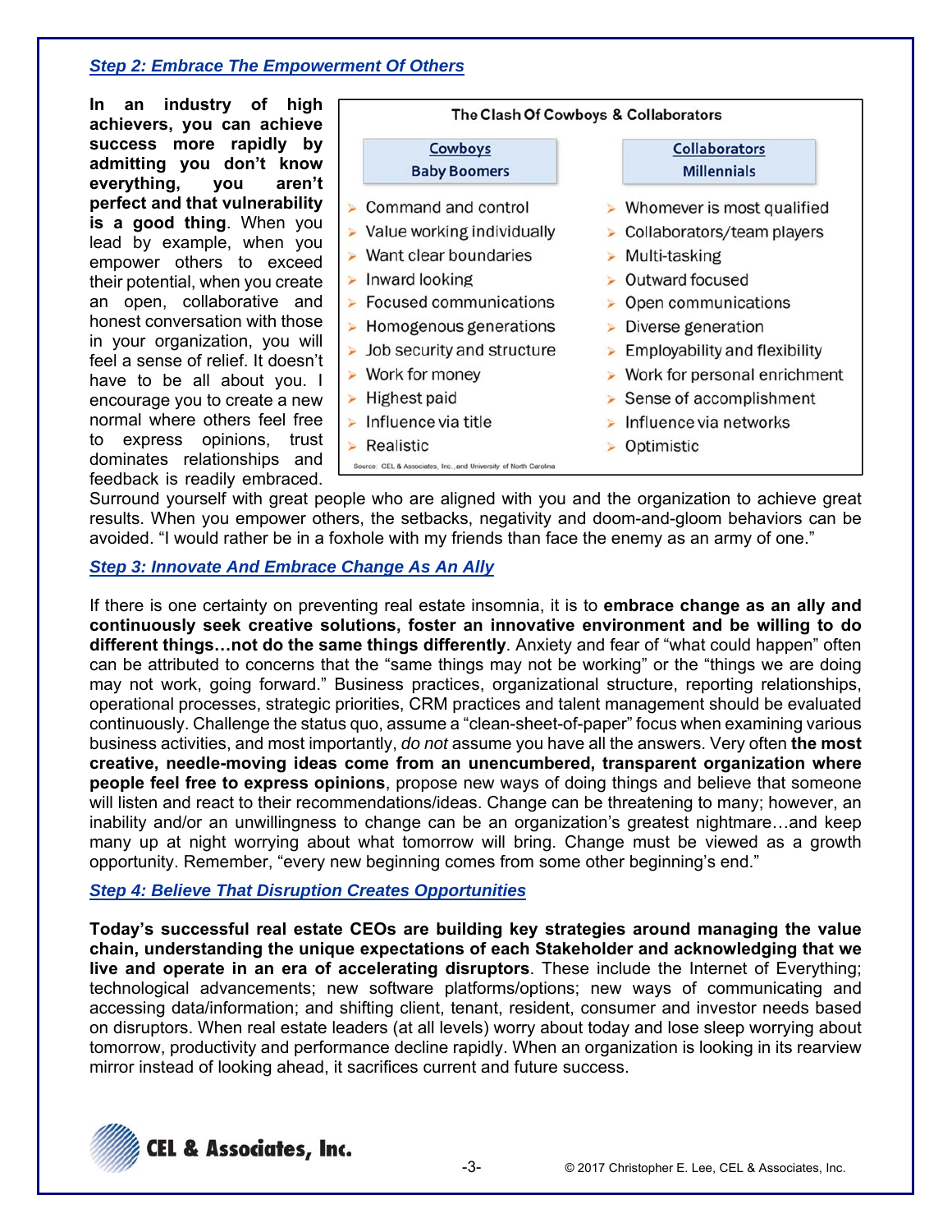### *Step 2: Embrace The Empowerment Of Others*

**In an industry of high achievers, you can achieve success more rapidly by admitting you don't know everything, you aren't perfect and that vulnerability is a good thing**. When you lead by example, when you empower others to exceed their potential, when you create an open, collaborative and honest conversation with those in your organization, you will feel a sense of relief. It doesn't have to be all about you. I encourage you to create a new normal where others feel free to express opinions, trust dominates relationships and feedback is readily embraced. Surround yourself with great people who are aligned with you and the organization to achieve great results. When you empower others, the setbacks, negativity and doom-and-gloom behaviors can be avoided. "I would rather be in a foxhole with my friends than face the enemy as an army of one."

**The Clash Of Cowboys & Collaborators**

| Cowboys<br>Baby Boomers | Collaborators<br>Millennials |
|---|---|
| Command and control | Whomever is most qualified |
| Value working individually | Collaborators/team players |
| Want clear boundaries | Multi-tasking |
| Inward looking | Outward focused |
| Focused communications | Open communications |
| Homogenous generations | Diverse generation |
| Job security and structure | Employability and flexibility |
| Work for money | Work for personal enrichment |
| Highest paid | Sense of accomplishment |
| Influence via title | Influence via networks |
| Realistic | Optimistic |

Source: CEL & Associates, Inc., and University of North Carolina

### *Step 3: Innovate And Embrace Change As An Ally*

If there is one certainty on preventing real estate insomnia, it is to **embrace change as an ally and continuously seek creative solutions, foster an innovative environment and be willing to do different things…not do the same things differently**. Anxiety and fear of "what could happen" often can be attributed to concerns that the "same things may not be working" or the "things we are doing may not work, going forward." Business practices, organizational structure, reporting relationships, operational processes, strategic priorities, CRM practices and talent management should be evaluated continuously. Challenge the status quo, assume a "clean-sheet-of-paper" focus when examining various business activities, and most importantly, *do not* assume you have all the answers. Very often **the most creative, needle-moving ideas come from an unencumbered, transparent organization where people feel free to express opinions**, propose new ways of doing things and believe that someone will listen and react to their recommendations/ideas. Change can be threatening to many; however, an inability and/or an unwillingness to change can be an organization's greatest nightmare…and keep many up at night worrying about what tomorrow will bring. Change must be viewed as a growth opportunity. Remember, "every new beginning comes from some other beginning's end."

### *Step 4: Believe That Disruption Creates Opportunities*

**Today's successful real estate CEOs are building key strategies around managing the value chain, understanding the unique expectations of each Stakeholder and acknowledging that we live and operate in an era of accelerating disruptors**. These include the Internet of Everything; technological advancements; new software platforms/options; new ways of communicating and accessing data/information; and shifting client, tenant, resident, consumer and investor needs based on disruptors. When real estate leaders (at all levels) worry about today and lose sleep worrying about tomorrow, productivity and performance decline rapidly. When an organization is looking in its rearview mirror instead of looking ahead, it sacrifices current and future success.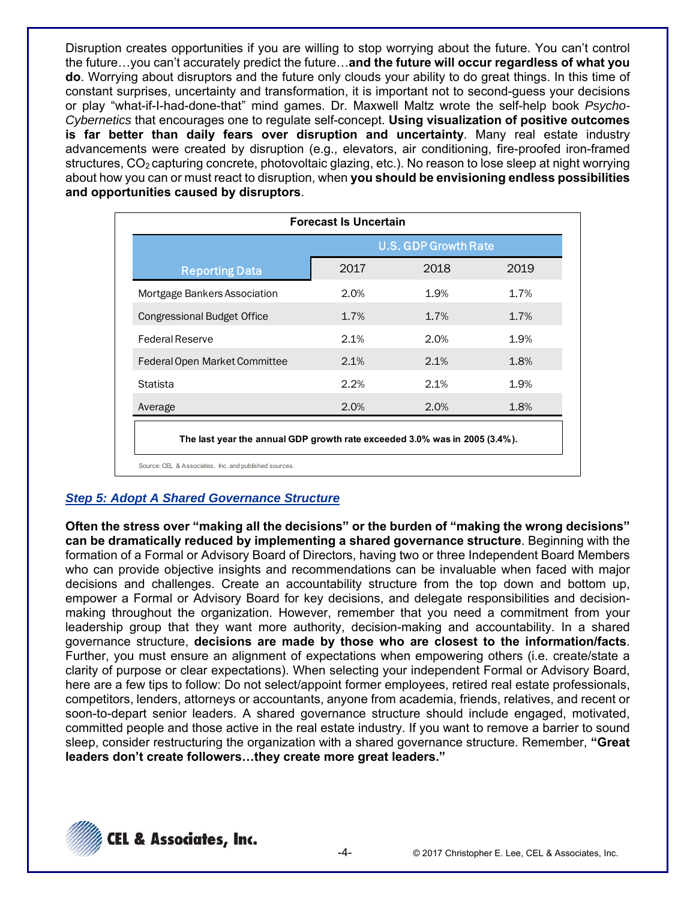Disruption creates opportunities if you are willing to stop worrying about the future. You can't control the future…you can't accurately predict the future…**and the future will occur regardless of what you do**. Worrying about disruptors and the future only clouds your ability to do great things. In this time of constant surprises, uncertainty and transformation, it is important not to second-guess your decisions or play "what-if-I-had-done-that" mind games. Dr. Maxwell Maltz wrote the self-help book *Psycho-Cybernetics* that encourages one to regulate self-concept. **Using visualization of positive outcomes is far better than daily fears over disruption and uncertainty**. Many real estate industry advancements were created by disruption (e.g., elevators, air conditioning, fire-proofed iron-framed structures, $CO_2$ capturing concrete, photovoltaic glazing, etc.). No reason to lose sleep at night worrying about how you can or must react to disruption, when **you should be envisioning endless possibilities and opportunities caused by disruptors**.

**Forecast Is Uncertain**

| Reporting Data | U.S. GDP Growth Rate | | |
|---|---|---|---|
| | 2017 | 2018 | 2019 |
| Mortgage Bankers Association | 2.0% | 1.9% | 1.7% |
| Congressional Budget Office | 1.7% | 1.7% | 1.7% |
| Federal Reserve | 2.1% | 2.0% | 1.9% |
| Federal Open Market Committee | 2.1% | 2.1% | 1.8% |
| Statista | 2.2% | 2.1% | 1.9% |
| Average | 2.0% | 2.0% | 1.8% |

**The last year the annual GDP growth rate exceeded 3.0% was in 2005 (3.4%).**

Source: CEL & Associates, Inc. and published sources.

### *Step 5: Adopt A Shared Governance Structure*

**Often the stress over "making all the decisions" or the burden of "making the wrong decisions" can be dramatically reduced by implementing a shared governance structure**. Beginning with the formation of a Formal or Advisory Board of Directors, having two or three Independent Board Members who can provide objective insights and recommendations can be invaluable when faced with major decisions and challenges. Create an accountability structure from the top down and bottom up, empower a Formal or Advisory Board for key decisions, and delegate responsibilities and decision-making throughout the organization. However, remember that you need a commitment from your leadership group that they want more authority, decision-making and accountability. In a shared governance structure, **decisions are made by those who are closest to the information/facts**. Further, you must ensure an alignment of expectations when empowering others (i.e. create/state a clarity of purpose or clear expectations). When selecting your independent Formal or Advisory Board, here are a few tips to follow: Do not select/appoint former employees, retired real estate professionals, competitors, lenders, attorneys or accountants, anyone from academia, friends, relatives, and recent or soon-to-depart senior leaders. A shared governance structure should include engaged, motivated, committed people and those active in the real estate industry. If you want to remove a barrier to sound sleep, consider restructuring the organization with a shared governance structure. Remember, **"Great leaders don't create followers…they create more great leaders."**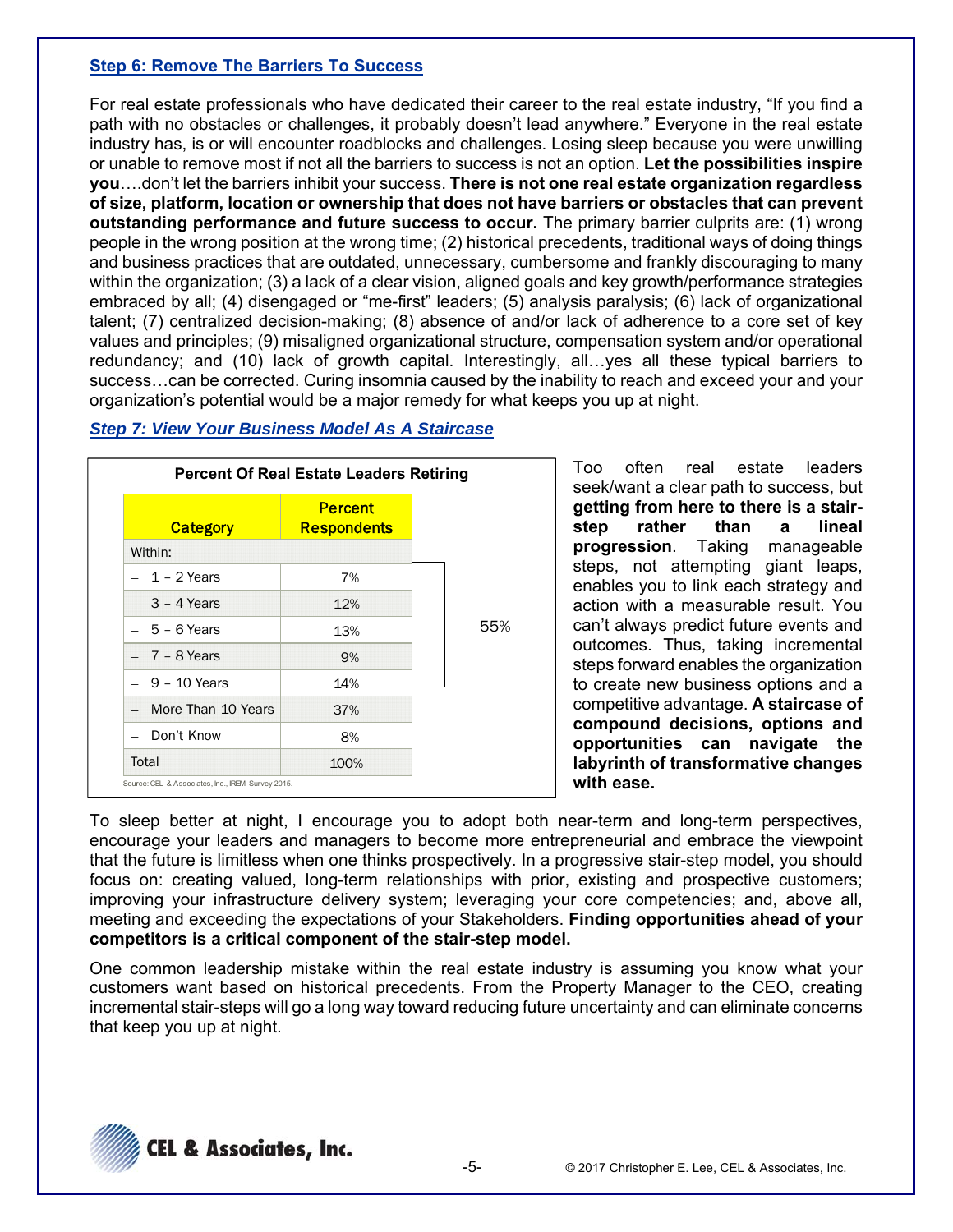### Step 6: Remove The Barriers To Success

For real estate professionals who have dedicated their career to the real estate industry, "If you find a path with no obstacles or challenges, it probably doesn't lead anywhere." Everyone in the real estate industry has, is or will encounter roadblocks and challenges. Losing sleep because you were unwilling or unable to remove most if not all the barriers to success is not an option. **Let the possibilities inspire you**….don't let the barriers inhibit your success. **There is not one real estate organization regardless of size, platform, location or ownership that does not have barriers or obstacles that can prevent outstanding performance and future success to occur.** The primary barrier culprits are: (1) wrong people in the wrong position at the wrong time; (2) historical precedents, traditional ways of doing things and business practices that are outdated, unnecessary, cumbersome and frankly discouraging to many within the organization; (3) a lack of a clear vision, aligned goals and key growth/performance strategies embraced by all; (4) disengaged or "me-first" leaders; (5) analysis paralysis; (6) lack of organizational talent; (7) centralized decision-making; (8) absence of and/or lack of adherence to a core set of key values and principles; (9) misaligned organizational structure, compensation system and/or operational redundancy; and (10) lack of growth capital. Interestingly, all…yes all these typical barriers to success…can be corrected. Curing insomnia caused by the inability to reach and exceed your and your organization's potential would be a major remedy for what keeps you up at night.

### *Step 7: View Your Business Model As A Staircase*

**Percent Of Real Estate Leaders Retiring**

| Category | Percent Respondents | |
|---|---|---|
| Within: | | |
| – 1 – 2 Years | 7% | 55% |
| – 3 – 4 Years | 12% | |
| – 5 – 6 Years | 13% | |
| – 7 – 8 Years | 9% | |
| – 9 – 10 Years | 14% | |
| – More Than 10 Years | 37% | |
| – Don't Know | 8% | |
| Total | 100% | |

Source: CEL & Associates, Inc., IREM Survey 2015.

Too often real estate leaders seek/want a clear path to success, but **getting from here to there is a stair-step rather than a lineal progression**. Taking manageable steps, not attempting giant leaps, enables you to link each strategy and action with a measurable result. You can't always predict future events and outcomes. Thus, taking incremental steps forward enables the organization to create new business options and a competitive advantage. **A staircase of compound decisions, options and opportunities can navigate the labyrinth of transformative changes with ease.**

To sleep better at night, I encourage you to adopt both near-term and long-term perspectives, encourage your leaders and managers to become more entrepreneurial and embrace the viewpoint that the future is limitless when one thinks prospectively. In a progressive stair-step model, you should focus on: creating valued, long-term relationships with prior, existing and prospective customers; improving your infrastructure delivery system; leveraging your core competencies; and, above all, meeting and exceeding the expectations of your Stakeholders. **Finding opportunities ahead of your competitors is a critical component of the stair-step model.**

One common leadership mistake within the real estate industry is assuming you know what your customers want based on historical precedents. From the Property Manager to the CEO, creating incremental stair-steps will go a long way toward reducing future uncertainty and can eliminate concerns that keep you up at night.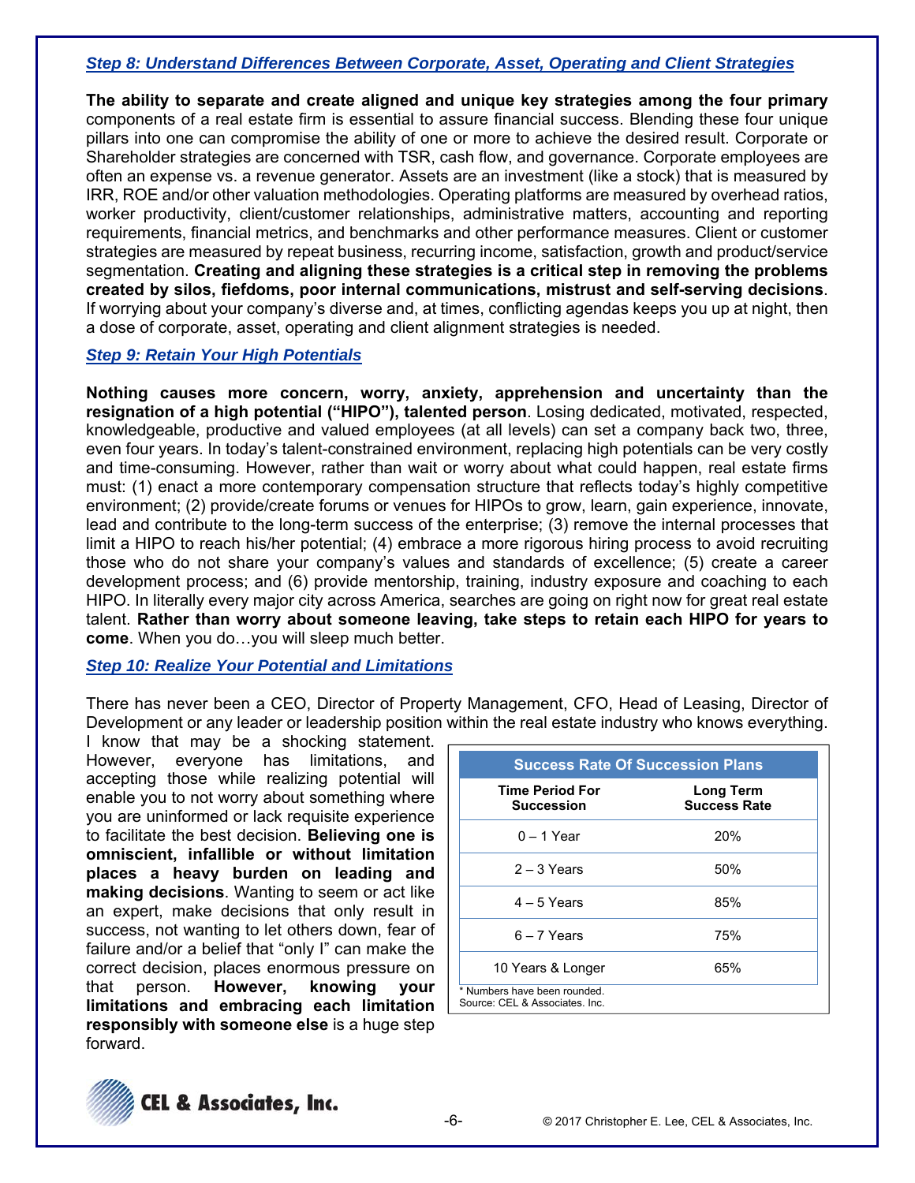### *Step 8: Understand Differences Between Corporate, Asset, Operating and Client Strategies*

**The ability to separate and create aligned and unique key strategies among the four primary** components of a real estate firm is essential to assure financial success. Blending these four unique pillars into one can compromise the ability of one or more to achieve the desired result. Corporate or Shareholder strategies are concerned with TSR, cash flow, and governance. Corporate employees are often an expense vs. a revenue generator. Assets are an investment (like a stock) that is measured by IRR, ROE and/or other valuation methodologies. Operating platforms are measured by overhead ratios, worker productivity, client/customer relationships, administrative matters, accounting and reporting requirements, financial metrics, and benchmarks and other performance measures. Client or customer strategies are measured by repeat business, recurring income, satisfaction, growth and product/service segmentation. **Creating and aligning these strategies is a critical step in removing the problems created by silos, fiefdoms, poor internal communications, mistrust and self-serving decisions**. If worrying about your company's diverse and, at times, conflicting agendas keeps you up at night, then a dose of corporate, asset, operating and client alignment strategies is needed.

### *Step 9: Retain Your High Potentials*

**Nothing causes more concern, worry, anxiety, apprehension and uncertainty than the resignation of a high potential ("HIPO"), talented person**. Losing dedicated, motivated, respected, knowledgeable, productive and valued employees (at all levels) can set a company back two, three, even four years. In today's talent-constrained environment, replacing high potentials can be very costly and time-consuming. However, rather than wait or worry about what could happen, real estate firms must: (1) enact a more contemporary compensation structure that reflects today's highly competitive environment; (2) provide/create forums or venues for HIPOs to grow, learn, gain experience, innovate, lead and contribute to the long-term success of the enterprise; (3) remove the internal processes that limit a HIPO to reach his/her potential; (4) embrace a more rigorous hiring process to avoid recruiting those who do not share your company's values and standards of excellence; (5) create a career development process; and (6) provide mentorship, training, industry exposure and coaching to each HIPO. In literally every major city across America, searches are going on right now for great real estate talent. **Rather than worry about someone leaving, take steps to retain each HIPO for years to come**. When you do…you will sleep much better.

### *Step 10: Realize Your Potential and Limitations*

There has never been a CEO, Director of Property Management, CFO, Head of Leasing, Director of Development or any leader or leadership position within the real estate industry who knows everything. I know that may be a shocking statement. However, everyone has limitations, and accepting those while realizing potential will enable you to not worry about something where you are uninformed or lack requisite experience to facilitate the best decision. **Believing one is omniscient, infallible or without limitation places a heavy burden on leading and making decisions**. Wanting to seem or act like an expert, make decisions that only result in success, not wanting to let others down, fear of failure and/or a belief that "only I" can make the correct decision, places enormous pressure on that person. **However, knowing your limitations and embracing each limitation responsibly with someone else** is a huge step forward.

**Success Rate Of Succession Plans**

| Time Period For Succession | Long Term Success Rate |
|---|---|
| 0 – 1 Year | 20% |
| 2 – 3 Years | 50% |
| 4 – 5 Years | 85% |
| 6 – 7 Years | 75% |
| 10 Years & Longer | 65% |

* Numbers have been rounded.
Source: CEL & Associates. Inc.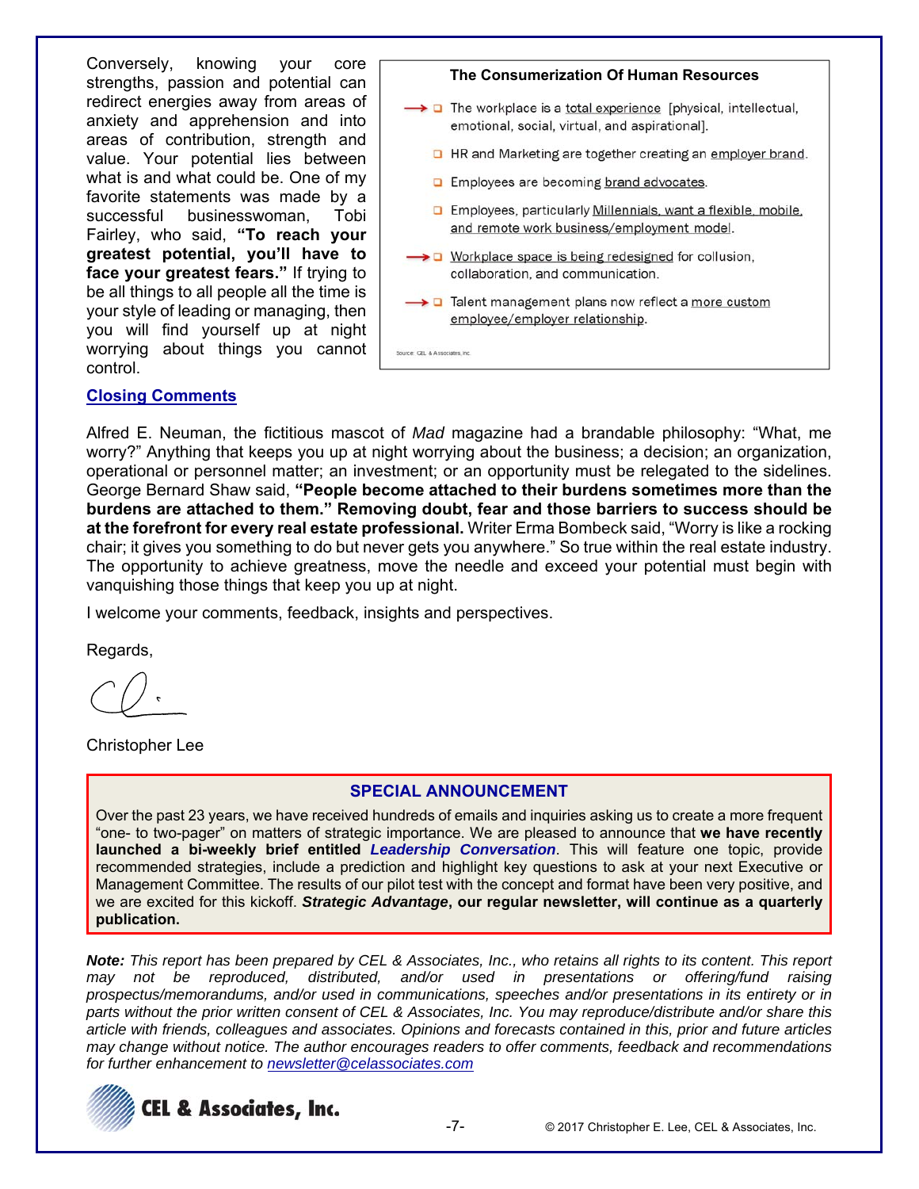Conversely, knowing your core strengths, passion and potential can redirect energies away from areas of anxiety and apprehension and into areas of contribution, strength and value. Your potential lies between what is and what could be. One of my favorite statements was made by a successful businesswoman, Tobi Fairley, who said, **"To reach your greatest potential, you'll have to face your greatest fears."** If trying to be all things to all people all the time is your style of leading or managing, then you will find yourself up at night worrying about things you cannot control.

**The Consumerization Of Human Resources**

- → The workplace is a total experience [physical, intellectual, emotional, social, virtual, and aspirational].
- HR and Marketing are together creating an employer brand.
- Employees are becoming brand advocates.
- Employees, particularly Millennials, want a flexible, mobile, and remote work business/employment model.
- → Workplace space is being redesigned for collusion, collaboration, and communication.
- → Talent management plans now reflect a more custom employee/employer relationship.

Source: CEL & Associates, Inc.

## Closing Comments

Alfred E. Neuman, the fictitious mascot of *Mad* magazine had a brandable philosophy: "What, me worry?" Anything that keeps you up at night worrying about the business; a decision; an organization, operational or personnel matter; an investment; or an opportunity must be relegated to the sidelines. George Bernard Shaw said, **"People become attached to their burdens sometimes more than the burdens are attached to them." Removing doubt, fear and those barriers to success should be at the forefront for every real estate professional.** Writer Erma Bombeck said, "Worry is like a rocking chair; it gives you something to do but never gets you anywhere." So true within the real estate industry. The opportunity to achieve greatness, move the needle and exceed your potential must begin with vanquishing those things that keep you up at night.

I welcome your comments, feedback, insights and perspectives.

Regards,

Christopher Lee

**SPECIAL ANNOUNCEMENT**

Over the past 23 years, we have received hundreds of emails and inquiries asking us to create a more frequent "one- to two-pager" on matters of strategic importance. We are pleased to announce that **we have recently launched a bi-weekly brief entitled *Leadership Conversation***. This will feature one topic, provide recommended strategies, include a prediction and highlight key questions to ask at your next Executive or Management Committee. The results of our pilot test with the concept and format have been very positive, and we are excited for this kickoff. ***Strategic Advantage*, our regular newsletter, will continue as a quarterly publication.**

***Note:*** *This report has been prepared by CEL & Associates, Inc., who retains all rights to its content. This report may not be reproduced, distributed, and/or used in presentations or offering/fund raising prospectus/memorandums, and/or used in communications, speeches and/or presentations in its entirety or in parts without the prior written consent of CEL & Associates, Inc. You may reproduce/distribute and/or share this article with friends, colleagues and associates. Opinions and forecasts contained in this, prior and future articles may change without notice. The author encourages readers to offer comments, feedback and recommendations for further enhancement to newsletter@celassociates.com*

CEL & Associates, Inc.

© 2017 Christopher E. Lee, CEL & Associates, Inc.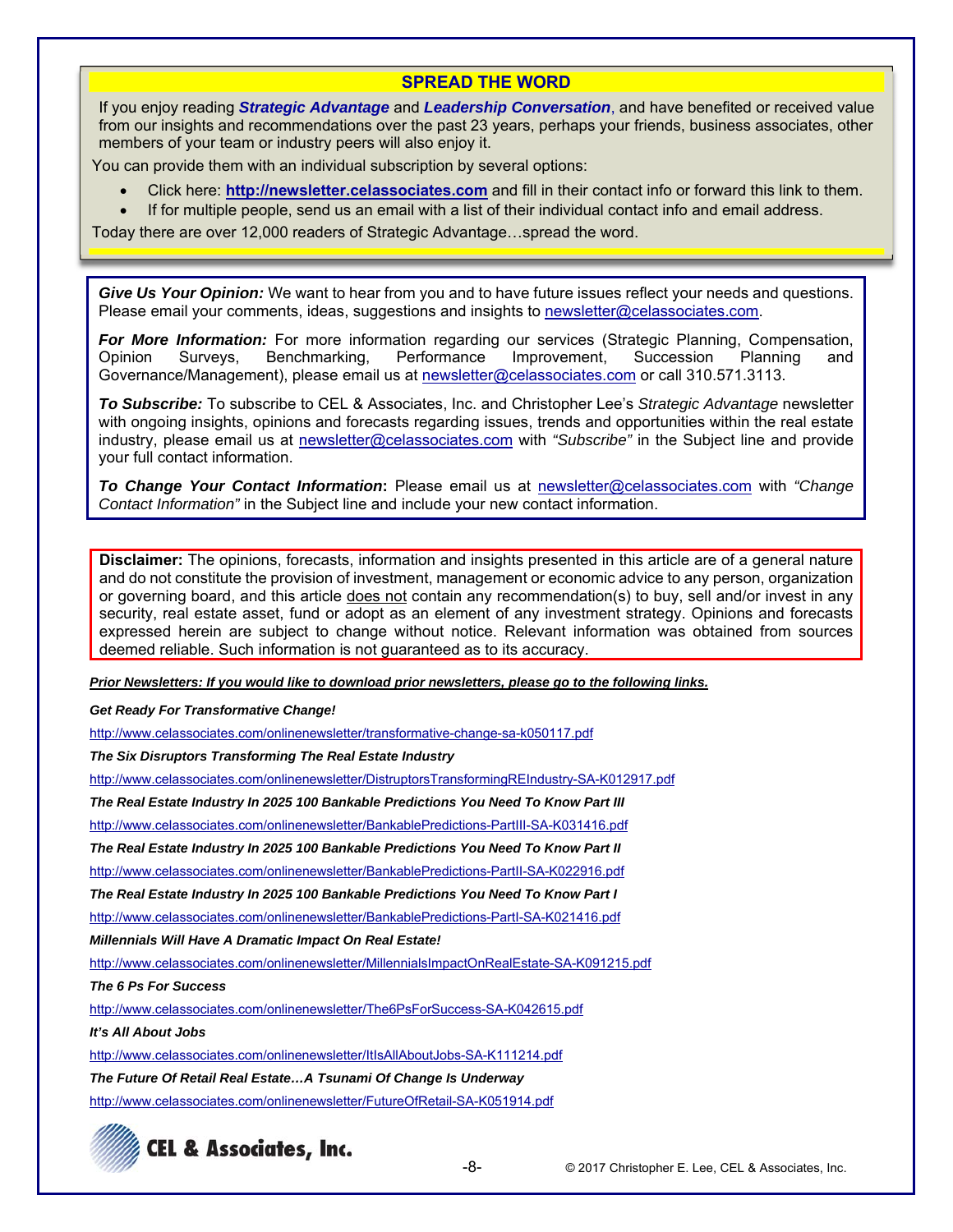## SPREAD THE WORD

If you enjoy reading ***Strategic Advantage*** and ***Leadership Conversation***, and have benefited or received value from our insights and recommendations over the past 23 years, perhaps your friends, business associates, other members of your team or industry peers will also enjoy it.

You can provide them with an individual subscription by several options:

- Click here: **http://newsletter.celassociates.com** and fill in their contact info or forward this link to them.
- If for multiple people, send us an email with a list of their individual contact info and email address.

Today there are over 12,000 readers of Strategic Advantage…spread the word.

***Give Us Your Opinion:*** We want to hear from you and to have future issues reflect your needs and questions. Please email your comments, ideas, suggestions and insights to newsletter@celassociates.com.

***For More Information:*** For more information regarding our services (Strategic Planning, Compensation, Opinion Surveys, Benchmarking, Performance Improvement, Succession Planning and Governance/Management), please email us at newsletter@celassociates.com or call 310.571.3113.

***To Subscribe:*** To subscribe to CEL & Associates, Inc. and Christopher Lee's *Strategic Advantage* newsletter with ongoing insights, opinions and forecasts regarding issues, trends and opportunities within the real estate industry, please email us at newsletter@celassociates.com with *"Subscribe"* in the Subject line and provide your full contact information.

***To Change Your Contact Information*:** Please email us at newsletter@celassociates.com with *"Change Contact Information"* in the Subject line and include your new contact information.

**Disclaimer:** The opinions, forecasts, information and insights presented in this article are of a general nature and do not constitute the provision of investment, management or economic advice to any person, organization or governing board, and this article does not contain any recommendation(s) to buy, sell and/or invest in any security, real estate asset, fund or adopt as an element of any investment strategy. Opinions and forecasts expressed herein are subject to change without notice. Relevant information was obtained from sources deemed reliable. Such information is not guaranteed as to its accuracy.

***Prior Newsletters: If you would like to download prior newsletters, please go to the following links.***

***Get Ready For Transformative Change!***

http://www.celassociates.com/onlinenewsletter/transformative-change-sa-k050117.pdf

***The Six Disruptors Transforming The Real Estate Industry***

http://www.celassociates.com/onlinenewsletter/DistruptorsTransformingREIndustry-SA-K012917.pdf

***The Real Estate Industry In 2025 100 Bankable Predictions You Need To Know Part III***

http://www.celassociates.com/onlinenewsletter/BankablePredictions-PartIII-SA-K031416.pdf

***The Real Estate Industry In 2025 100 Bankable Predictions You Need To Know Part II***

http://www.celassociates.com/onlinenewsletter/BankablePredictions-PartII-SA-K022916.pdf

***The Real Estate Industry In 2025 100 Bankable Predictions You Need To Know Part I***

http://www.celassociates.com/onlinenewsletter/BankablePredictions-PartI-SA-K021416.pdf

***Millennials Will Have A Dramatic Impact On Real Estate!***

http://www.celassociates.com/onlinenewsletter/MillennialsImpactOnRealEstate-SA-K091215.pdf

***The 6 Ps For Success***

http://www.celassociates.com/onlinenewsletter/The6PsForSuccess-SA-K042615.pdf

***It's All About Jobs***

http://www.celassociates.com/onlinenewsletter/ItIsAllAboutJobs-SA-K111214.pdf

***The Future Of Retail Real Estate…A Tsunami Of Change Is Underway***

http://www.celassociates.com/onlinenewsletter/FutureOfRetail-SA-K051914.pdf

CEL & Associates, Inc.

© 2017 Christopher E. Lee, CEL & Associates, Inc.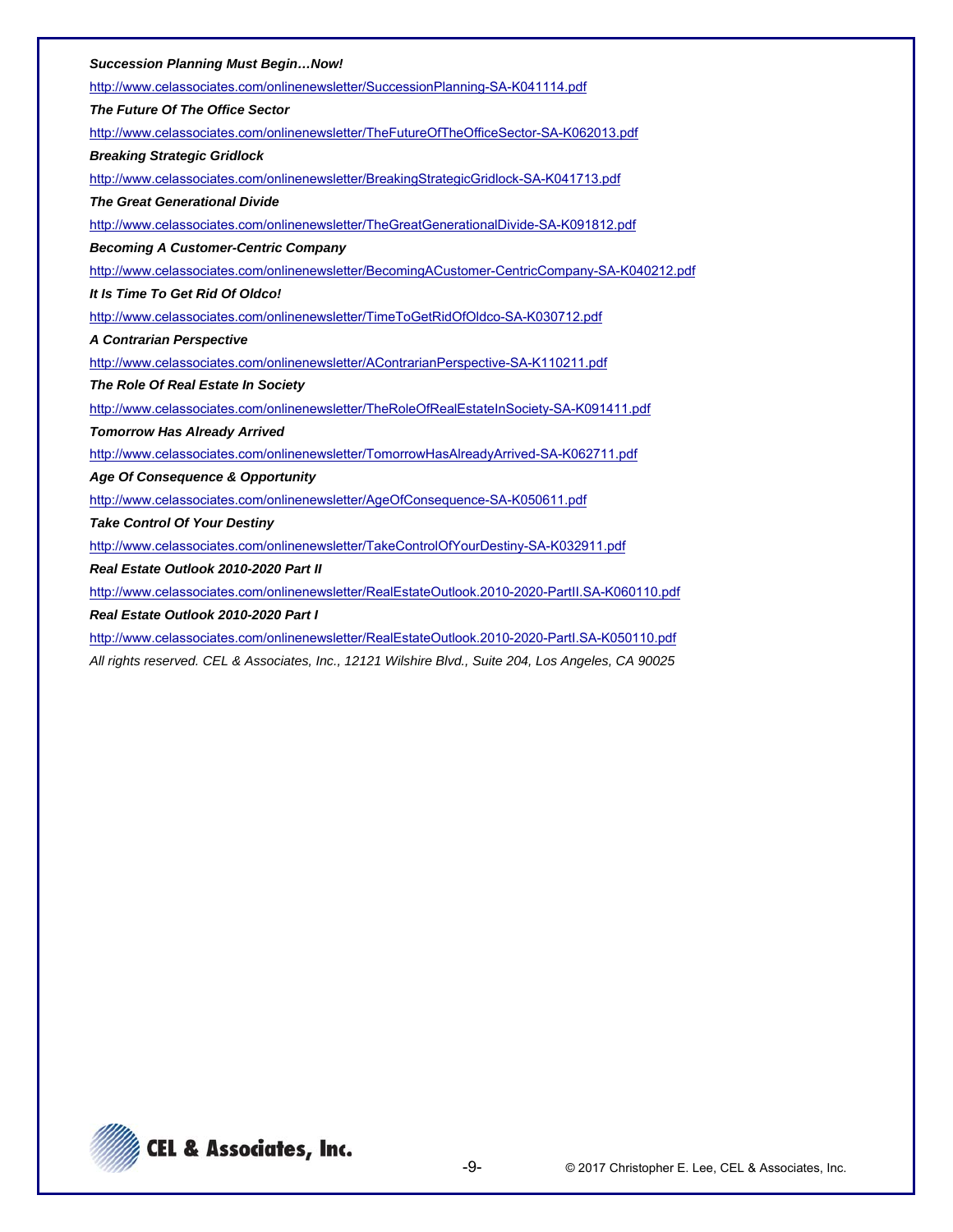***Succession Planning Must Begin…Now!***

http://www.celassociates.com/onlinenewsletter/SuccessionPlanning-SA-K041114.pdf

***The Future Of The Office Sector***

http://www.celassociates.com/onlinenewsletter/TheFutureOfTheOfficeSector-SA-K062013.pdf

***Breaking Strategic Gridlock***

http://www.celassociates.com/onlinenewsletter/BreakingStrategicGridlock-SA-K041713.pdf

***The Great Generational Divide***

http://www.celassociates.com/onlinenewsletter/TheGreatGenerationalDivide-SA-K091812.pdf

***Becoming A Customer-Centric Company***

http://www.celassociates.com/onlinenewsletter/BecomingACustomer-CentricCompany-SA-K040212.pdf

***It Is Time To Get Rid Of Oldco!***

http://www.celassociates.com/onlinenewsletter/TimeToGetRidOfOldco-SA-K030712.pdf

***A Contrarian Perspective***

http://www.celassociates.com/onlinenewsletter/AContrarianPerspective-SA-K110211.pdf

***The Role Of Real Estate In Society***

http://www.celassociates.com/onlinenewsletter/TheRoleOfRealEstateInSociety-SA-K091411.pdf

***Tomorrow Has Already Arrived***

http://www.celassociates.com/onlinenewsletter/TomorrowHasAlreadyArrived-SA-K062711.pdf

***Age Of Consequence & Opportunity***

http://www.celassociates.com/onlinenewsletter/AgeOfConsequence-SA-K050611.pdf

***Take Control Of Your Destiny***

http://www.celassociates.com/onlinenewsletter/TakeControlOfYourDestiny-SA-K032911.pdf

***Real Estate Outlook 2010-2020 Part II***

http://www.celassociates.com/onlinenewsletter/RealEstateOutlook.2010-2020-PartII.SA-K060110.pdf

***Real Estate Outlook 2010-2020 Part I***

http://www.celassociates.com/onlinenewsletter/RealEstateOutlook.2010-2020-PartI.SA-K050110.pdf

*All rights reserved. CEL & Associates, Inc., 12121 Wilshire Blvd., Suite 204, Los Angeles, CA 90025*